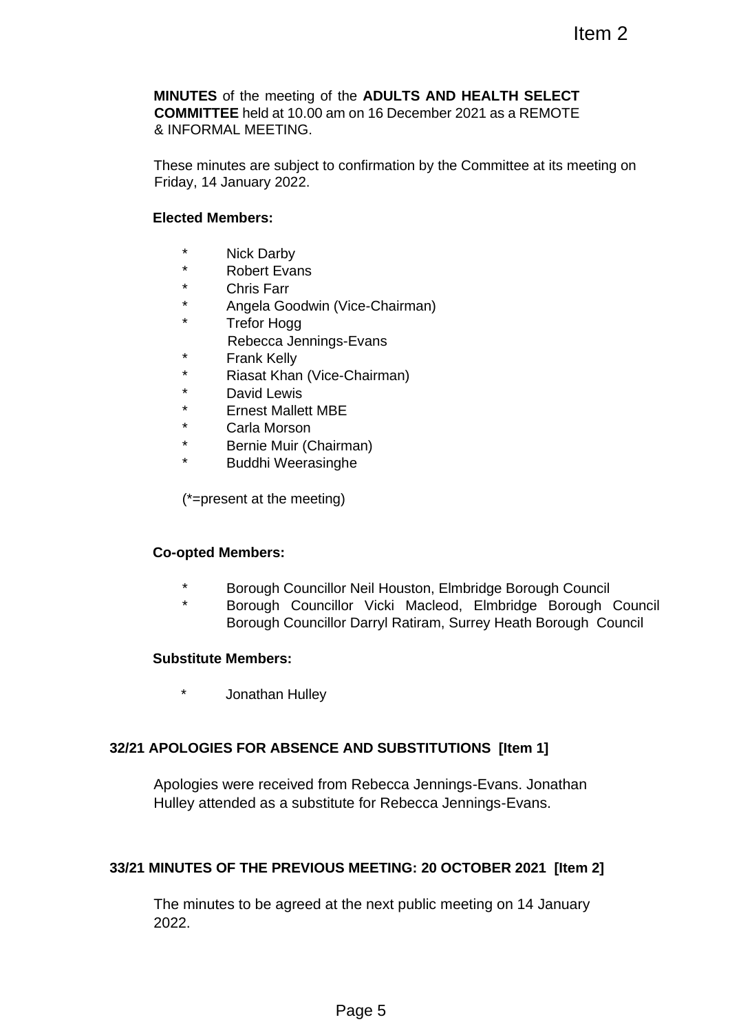Item 2

**MINUTES** of the meeting of the **ADULTS AND HEALTH SELECT COMMITTEE** held at 10.00 am on 16 December 2021 as a REMOTE & INFORMAL MEETING.

These minutes are subject to confirmation by the Committee at its meeting on Friday, 14 January 2022.

**Elected Members:**

\* Nick Darby
\* Robert Evans
\* Chris Farr
\* Angela Goodwin (Vice-Chairman)
\* Trefor Hogg
Rebecca Jennings-Evans
\* Frank Kelly
\* Riasat Khan (Vice-Chairman)
\* David Lewis
\* Ernest Mallett MBE
\* Carla Morson
\* Bernie Muir (Chairman)
\* Buddhi Weerasinghe

(*=present at the meeting)

**Co-opted Members:**

\* Borough Councillor Neil Houston, Elmbridge Borough Council
\* Borough Councillor Vicki Macleod, Elmbridge Borough Council
Borough Councillor Darryl Ratiram, Surrey Heath Borough Council

**Substitute Members:**

\* Jonathan Hulley

**32/21 APOLOGIES FOR ABSENCE AND SUBSTITUTIONS [Item 1]**

Apologies were received from Rebecca Jennings-Evans. Jonathan Hulley attended as a substitute for Rebecca Jennings-Evans.

**33/21 MINUTES OF THE PREVIOUS MEETING: 20 OCTOBER 2021 [Item 2]**

The minutes to be agreed at the next public meeting on 14 January 2022.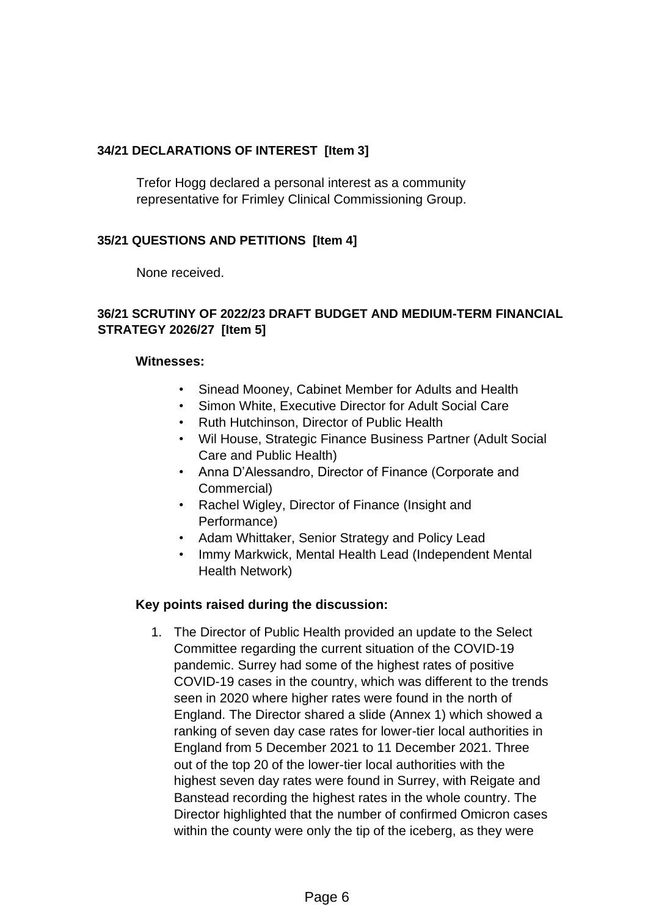## 34/21 DECLARATIONS OF INTEREST [Item 3]

Trefor Hogg declared a personal interest as a community representative for Frimley Clinical Commissioning Group.

## 35/21 QUESTIONS AND PETITIONS [Item 4]

None received.

## 36/21 SCRUTINY OF 2022/23 DRAFT BUDGET AND MEDIUM-TERM FINANCIAL STRATEGY 2026/27 [Item 5]

**Witnesses:**

- Sinead Mooney, Cabinet Member for Adults and Health
- Simon White, Executive Director for Adult Social Care
- Ruth Hutchinson, Director of Public Health
- Wil House, Strategic Finance Business Partner (Adult Social Care and Public Health)
- Anna D'Alessandro, Director of Finance (Corporate and Commercial)
- Rachel Wigley, Director of Finance (Insight and Performance)
- Adam Whittaker, Senior Strategy and Policy Lead
- Immy Markwick, Mental Health Lead (Independent Mental Health Network)

**Key points raised during the discussion:**

1. The Director of Public Health provided an update to the Select Committee regarding the current situation of the COVID-19 pandemic. Surrey had some of the highest rates of positive COVID-19 cases in the country, which was different to the trends seen in 2020 where higher rates were found in the north of England. The Director shared a slide (Annex 1) which showed a ranking of seven day case rates for lower-tier local authorities in England from 5 December 2021 to 11 December 2021. Three out of the top 20 of the lower-tier local authorities with the highest seven day rates were found in Surrey, with Reigate and Banstead recording the highest rates in the whole country. The Director highlighted that the number of confirmed Omicron cases within the county were only the tip of the iceberg, as they were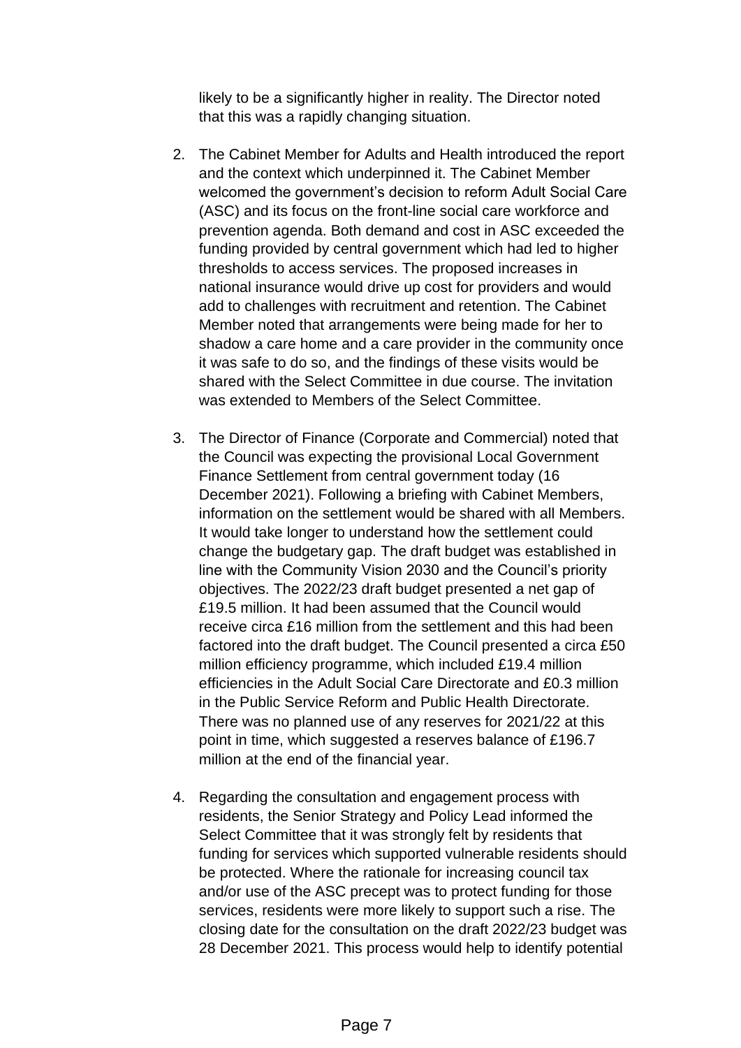likely to be a significantly higher in reality. The Director noted that this was a rapidly changing situation.

2. The Cabinet Member for Adults and Health introduced the report and the context which underpinned it. The Cabinet Member welcomed the government's decision to reform Adult Social Care (ASC) and its focus on the front-line social care workforce and prevention agenda. Both demand and cost in ASC exceeded the funding provided by central government which had led to higher thresholds to access services. The proposed increases in national insurance would drive up cost for providers and would add to challenges with recruitment and retention. The Cabinet Member noted that arrangements were being made for her to shadow a care home and a care provider in the community once it was safe to do so, and the findings of these visits would be shared with the Select Committee in due course. The invitation was extended to Members of the Select Committee.

3. The Director of Finance (Corporate and Commercial) noted that the Council was expecting the provisional Local Government Finance Settlement from central government today (16 December 2021). Following a briefing with Cabinet Members, information on the settlement would be shared with all Members. It would take longer to understand how the settlement could change the budgetary gap. The draft budget was established in line with the Community Vision 2030 and the Council's priority objectives. The 2022/23 draft budget presented a net gap of £19.5 million. It had been assumed that the Council would receive circa £16 million from the settlement and this had been factored into the draft budget. The Council presented a circa £50 million efficiency programme, which included £19.4 million efficiencies in the Adult Social Care Directorate and £0.3 million in the Public Service Reform and Public Health Directorate. There was no planned use of any reserves for 2021/22 at this point in time, which suggested a reserves balance of £196.7 million at the end of the financial year.

4. Regarding the consultation and engagement process with residents, the Senior Strategy and Policy Lead informed the Select Committee that it was strongly felt by residents that funding for services which supported vulnerable residents should be protected. Where the rationale for increasing council tax and/or use of the ASC precept was to protect funding for those services, residents were more likely to support such a rise. The closing date for the consultation on the draft 2022/23 budget was 28 December 2021. This process would help to identify potential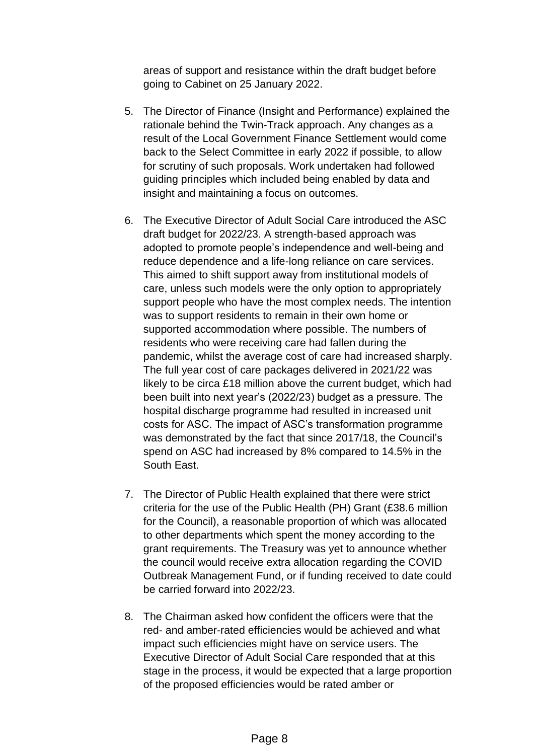areas of support and resistance within the draft budget before going to Cabinet on 25 January 2022.

5. The Director of Finance (Insight and Performance) explained the rationale behind the Twin-Track approach. Any changes as a result of the Local Government Finance Settlement would come back to the Select Committee in early 2022 if possible, to allow for scrutiny of such proposals. Work undertaken had followed guiding principles which included being enabled by data and insight and maintaining a focus on outcomes.

6. The Executive Director of Adult Social Care introduced the ASC draft budget for 2022/23. A strength-based approach was adopted to promote people's independence and well-being and reduce dependence and a life-long reliance on care services. This aimed to shift support away from institutional models of care, unless such models were the only option to appropriately support people who have the most complex needs. The intention was to support residents to remain in their own home or supported accommodation where possible. The numbers of residents who were receiving care had fallen during the pandemic, whilst the average cost of care had increased sharply. The full year cost of care packages delivered in 2021/22 was likely to be circa £18 million above the current budget, which had been built into next year's (2022/23) budget as a pressure. The hospital discharge programme had resulted in increased unit costs for ASC. The impact of ASC's transformation programme was demonstrated by the fact that since 2017/18, the Council's spend on ASC had increased by 8% compared to 14.5% in the South East.

7. The Director of Public Health explained that there were strict criteria for the use of the Public Health (PH) Grant (£38.6 million for the Council), a reasonable proportion of which was allocated to other departments which spent the money according to the grant requirements. The Treasury was yet to announce whether the council would receive extra allocation regarding the COVID Outbreak Management Fund, or if funding received to date could be carried forward into 2022/23.

8. The Chairman asked how confident the officers were that the red- and amber-rated efficiencies would be achieved and what impact such efficiencies might have on service users. The Executive Director of Adult Social Care responded that at this stage in the process, it would be expected that a large proportion of the proposed efficiencies would be rated amber or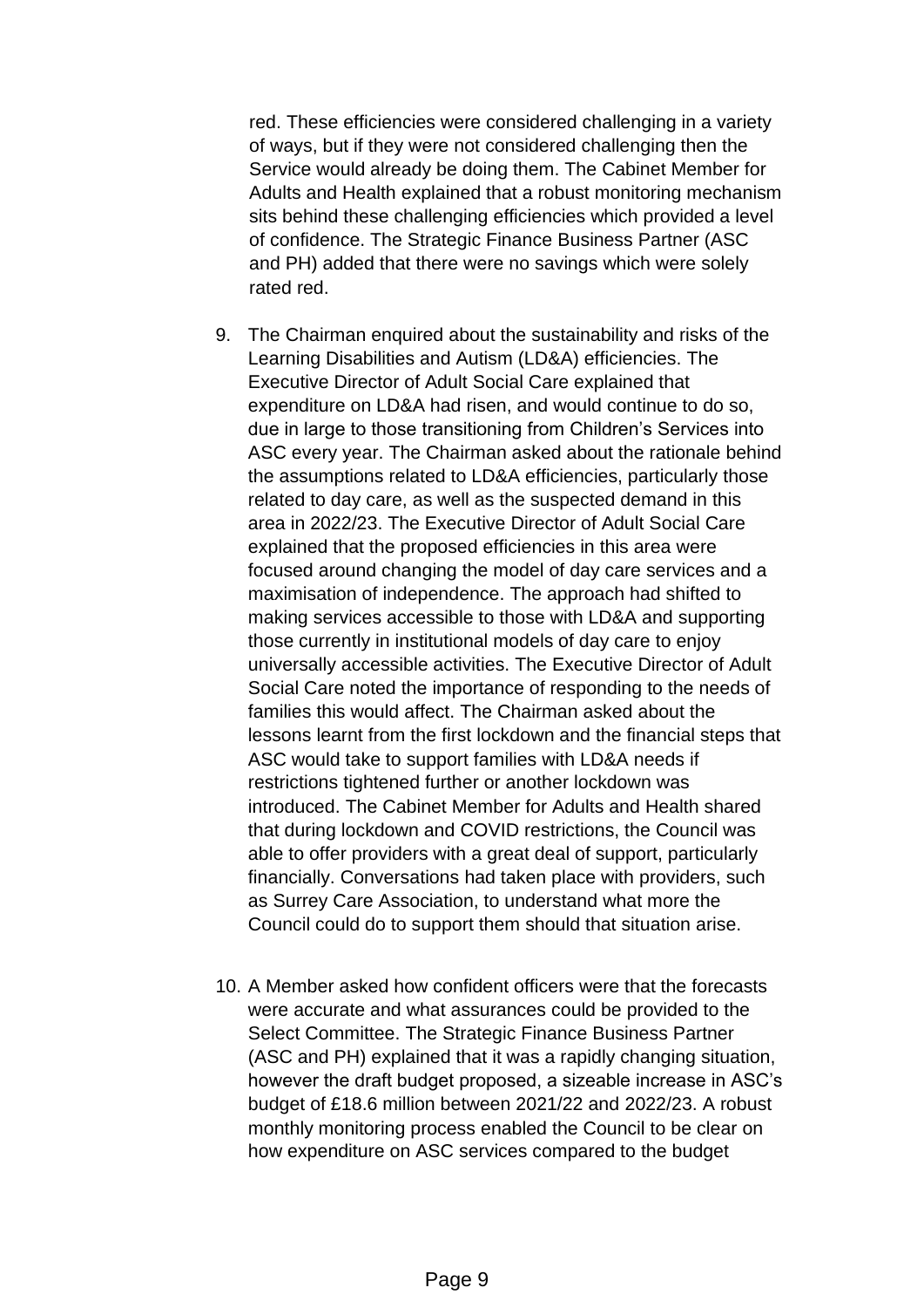red. These efficiencies were considered challenging in a variety of ways, but if they were not considered challenging then the Service would already be doing them. The Cabinet Member for Adults and Health explained that a robust monitoring mechanism sits behind these challenging efficiencies which provided a level of confidence. The Strategic Finance Business Partner (ASC and PH) added that there were no savings which were solely rated red.

9. The Chairman enquired about the sustainability and risks of the Learning Disabilities and Autism (LD&A) efficiencies. The Executive Director of Adult Social Care explained that expenditure on LD&A had risen, and would continue to do so, due in large to those transitioning from Children's Services into ASC every year. The Chairman asked about the rationale behind the assumptions related to LD&A efficiencies, particularly those related to day care, as well as the suspected demand in this area in 2022/23. The Executive Director of Adult Social Care explained that the proposed efficiencies in this area were focused around changing the model of day care services and a maximisation of independence. The approach had shifted to making services accessible to those with LD&A and supporting those currently in institutional models of day care to enjoy universally accessible activities. The Executive Director of Adult Social Care noted the importance of responding to the needs of families this would affect. The Chairman asked about the lessons learnt from the first lockdown and the financial steps that ASC would take to support families with LD&A needs if restrictions tightened further or another lockdown was introduced. The Cabinet Member for Adults and Health shared that during lockdown and COVID restrictions, the Council was able to offer providers with a great deal of support, particularly financially. Conversations had taken place with providers, such as Surrey Care Association, to understand what more the Council could do to support them should that situation arise.

10. A Member asked how confident officers were that the forecasts were accurate and what assurances could be provided to the Select Committee. The Strategic Finance Business Partner (ASC and PH) explained that it was a rapidly changing situation, however the draft budget proposed, a sizeable increase in ASC's budget of £18.6 million between 2021/22 and 2022/23. A robust monthly monitoring process enabled the Council to be clear on how expenditure on ASC services compared to the budget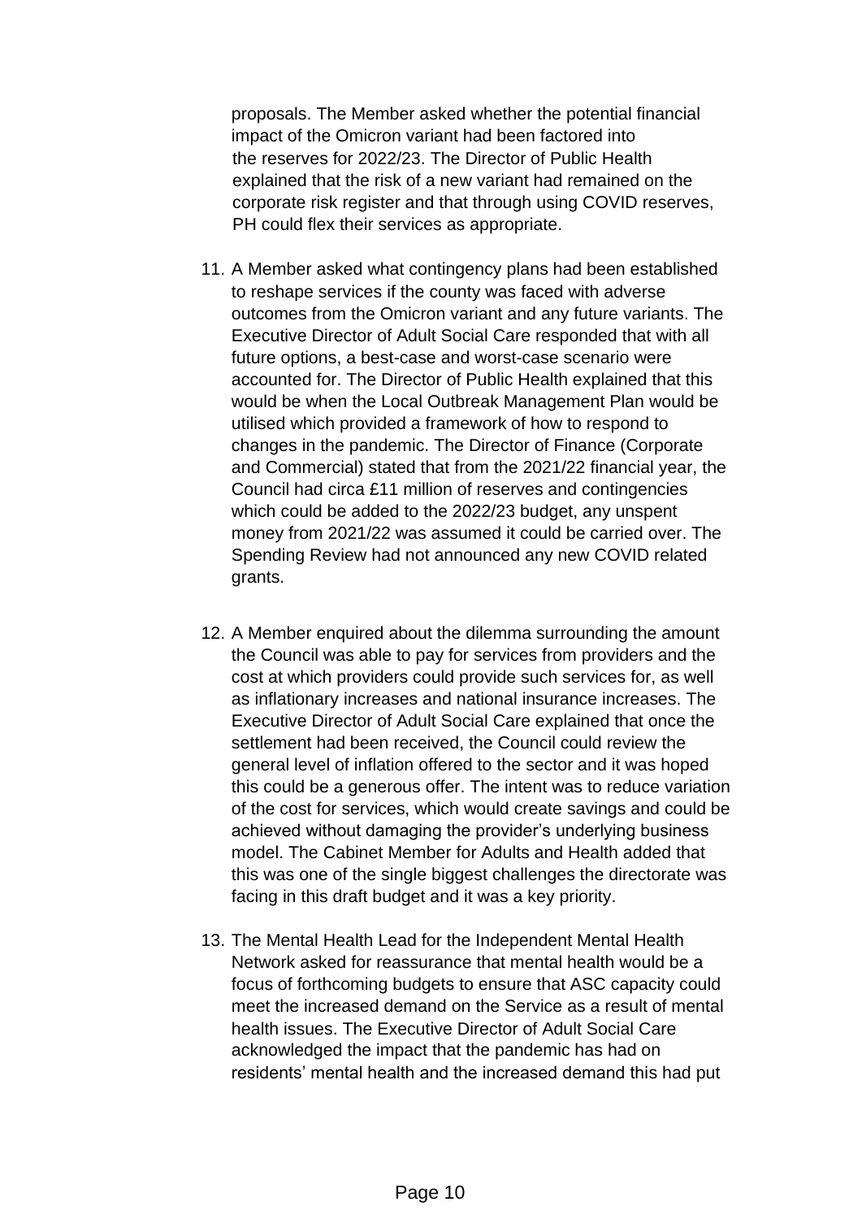proposals. The Member asked whether the potential financial impact of the Omicron variant had been factored into the reserves for 2022/23. The Director of Public Health explained that the risk of a new variant had remained on the corporate risk register and that through using COVID reserves, PH could flex their services as appropriate.

11. A Member asked what contingency plans had been established to reshape services if the county was faced with adverse outcomes from the Omicron variant and any future variants. The Executive Director of Adult Social Care responded that with all future options, a best-case and worst-case scenario were accounted for. The Director of Public Health explained that this would be when the Local Outbreak Management Plan would be utilised which provided a framework of how to respond to changes in the pandemic. The Director of Finance (Corporate and Commercial) stated that from the 2021/22 financial year, the Council had circa £11 million of reserves and contingencies which could be added to the 2022/23 budget, any unspent money from 2021/22 was assumed it could be carried over. The Spending Review had not announced any new COVID related grants.

12. A Member enquired about the dilemma surrounding the amount the Council was able to pay for services from providers and the cost at which providers could provide such services for, as well as inflationary increases and national insurance increases. The Executive Director of Adult Social Care explained that once the settlement had been received, the Council could review the general level of inflation offered to the sector and it was hoped this could be a generous offer. The intent was to reduce variation of the cost for services, which would create savings and could be achieved without damaging the provider's underlying business model. The Cabinet Member for Adults and Health added that this was one of the single biggest challenges the directorate was facing in this draft budget and it was a key priority.

13. The Mental Health Lead for the Independent Mental Health Network asked for reassurance that mental health would be a focus of forthcoming budgets to ensure that ASC capacity could meet the increased demand on the Service as a result of mental health issues. The Executive Director of Adult Social Care acknowledged the impact that the pandemic has had on residents' mental health and the increased demand this had put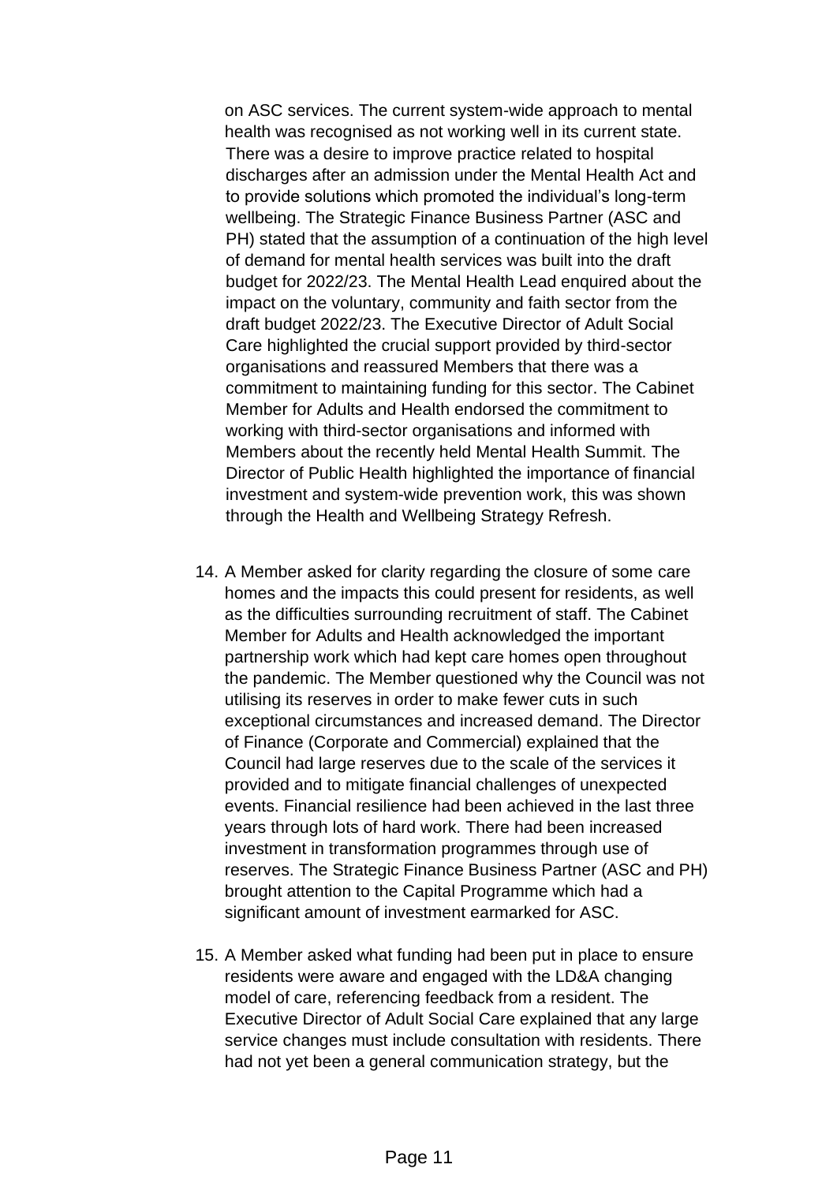on ASC services. The current system-wide approach to mental health was recognised as not working well in its current state. There was a desire to improve practice related to hospital discharges after an admission under the Mental Health Act and to provide solutions which promoted the individual's long-term wellbeing. The Strategic Finance Business Partner (ASC and PH) stated that the assumption of a continuation of the high level of demand for mental health services was built into the draft budget for 2022/23. The Mental Health Lead enquired about the impact on the voluntary, community and faith sector from the draft budget 2022/23. The Executive Director of Adult Social Care highlighted the crucial support provided by third-sector organisations and reassured Members that there was a commitment to maintaining funding for this sector. The Cabinet Member for Adults and Health endorsed the commitment to working with third-sector organisations and informed with Members about the recently held Mental Health Summit. The Director of Public Health highlighted the importance of financial investment and system-wide prevention work, this was shown through the Health and Wellbeing Strategy Refresh.

14. A Member asked for clarity regarding the closure of some care homes and the impacts this could present for residents, as well as the difficulties surrounding recruitment of staff. The Cabinet Member for Adults and Health acknowledged the important partnership work which had kept care homes open throughout the pandemic. The Member questioned why the Council was not utilising its reserves in order to make fewer cuts in such exceptional circumstances and increased demand. The Director of Finance (Corporate and Commercial) explained that the Council had large reserves due to the scale of the services it provided and to mitigate financial challenges of unexpected events. Financial resilience had been achieved in the last three years through lots of hard work. There had been increased investment in transformation programmes through use of reserves. The Strategic Finance Business Partner (ASC and PH) brought attention to the Capital Programme which had a significant amount of investment earmarked for ASC.

15. A Member asked what funding had been put in place to ensure residents were aware and engaged with the LD&A changing model of care, referencing feedback from a resident. The Executive Director of Adult Social Care explained that any large service changes must include consultation with residents. There had not yet been a general communication strategy, but the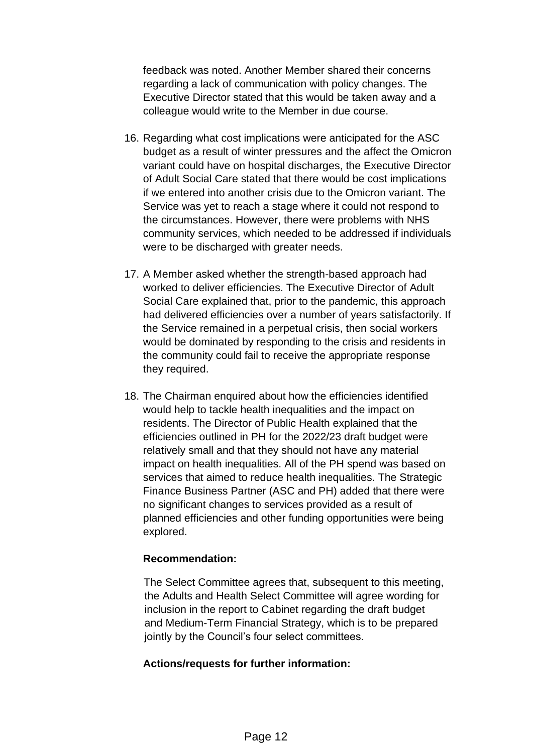feedback was noted. Another Member shared their concerns regarding a lack of communication with policy changes. The Executive Director stated that this would be taken away and a colleague would write to the Member in due course.

16. Regarding what cost implications were anticipated for the ASC budget as a result of winter pressures and the affect the Omicron variant could have on hospital discharges, the Executive Director of Adult Social Care stated that there would be cost implications if we entered into another crisis due to the Omicron variant. The Service was yet to reach a stage where it could not respond to the circumstances. However, there were problems with NHS community services, which needed to be addressed if individuals were to be discharged with greater needs.

17. A Member asked whether the strength-based approach had worked to deliver efficiencies. The Executive Director of Adult Social Care explained that, prior to the pandemic, this approach had delivered efficiencies over a number of years satisfactorily. If the Service remained in a perpetual crisis, then social workers would be dominated by responding to the crisis and residents in the community could fail to receive the appropriate response they required.

18. The Chairman enquired about how the efficiencies identified would help to tackle health inequalities and the impact on residents. The Director of Public Health explained that the efficiencies outlined in PH for the 2022/23 draft budget were relatively small and that they should not have any material impact on health inequalities. All of the PH spend was based on services that aimed to reduce health inequalities. The Strategic Finance Business Partner (ASC and PH) added that there were no significant changes to services provided as a result of planned efficiencies and other funding opportunities were being explored.

**Recommendation:**

The Select Committee agrees that, subsequent to this meeting, the Adults and Health Select Committee will agree wording for inclusion in the report to Cabinet regarding the draft budget and Medium-Term Financial Strategy, which is to be prepared jointly by the Council's four select committees.

**Actions/requests for further information:**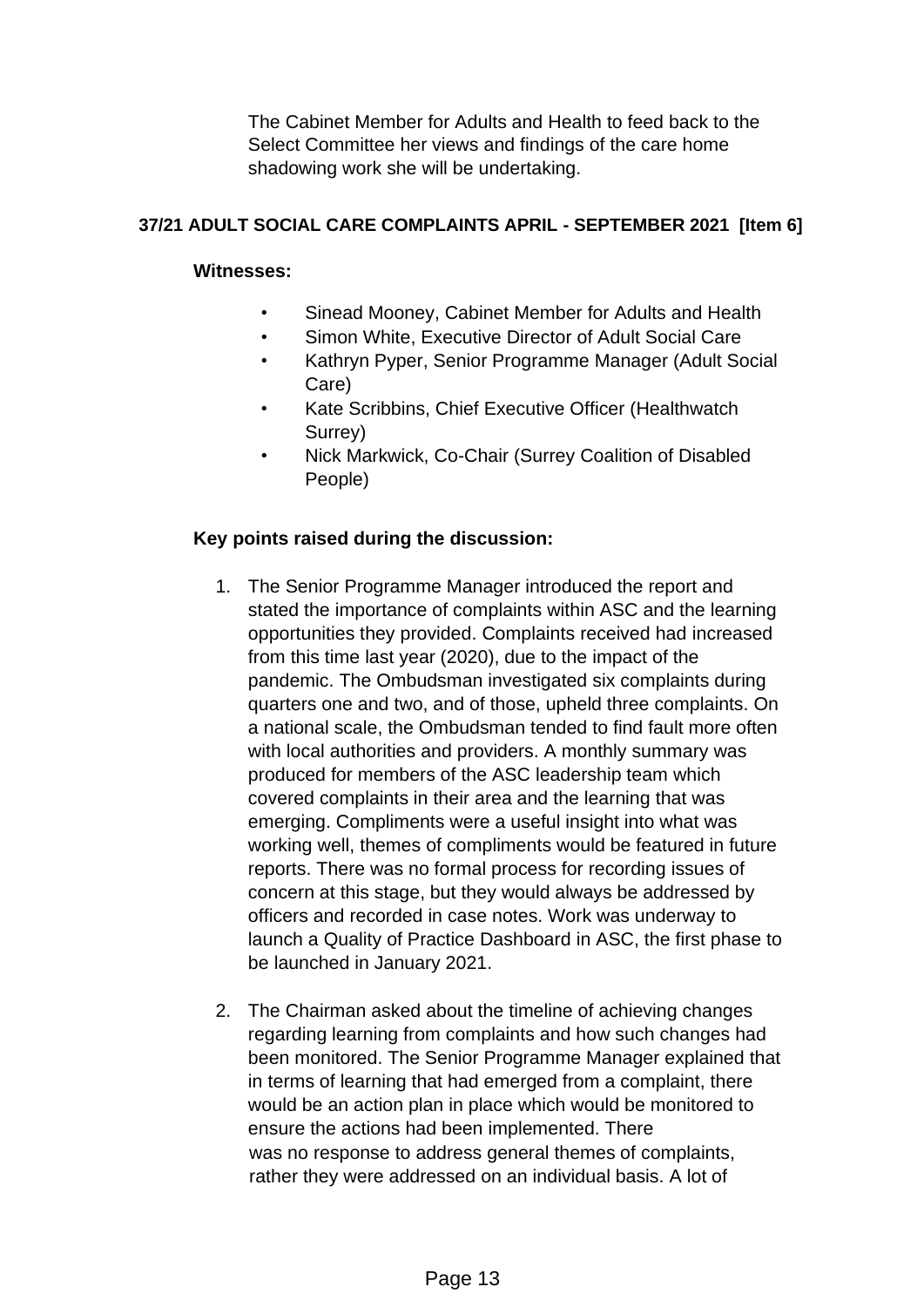The Cabinet Member for Adults and Health to feed back to the Select Committee her views and findings of the care home shadowing work she will be undertaking.

**37/21 ADULT SOCIAL CARE COMPLAINTS APRIL - SEPTEMBER 2021 [Item 6]**

**Witnesses:**

- Sinead Mooney, Cabinet Member for Adults and Health
- Simon White, Executive Director of Adult Social Care
- Kathryn Pyper, Senior Programme Manager (Adult Social Care)
- Kate Scribbins, Chief Executive Officer (Healthwatch Surrey)
- Nick Markwick, Co-Chair (Surrey Coalition of Disabled People)

**Key points raised during the discussion:**

1. The Senior Programme Manager introduced the report and stated the importance of complaints within ASC and the learning opportunities they provided. Complaints received had increased from this time last year (2020), due to the impact of the pandemic. The Ombudsman investigated six complaints during quarters one and two, and of those, upheld three complaints. On a national scale, the Ombudsman tended to find fault more often with local authorities and providers. A monthly summary was produced for members of the ASC leadership team which covered complaints in their area and the learning that was emerging. Compliments were a useful insight into what was working well, themes of compliments would be featured in future reports. There was no formal process for recording issues of concern at this stage, but they would always be addressed by officers and recorded in case notes. Work was underway to launch a Quality of Practice Dashboard in ASC, the first phase to be launched in January 2021.

2. The Chairman asked about the timeline of achieving changes regarding learning from complaints and how such changes had been monitored. The Senior Programme Manager explained that in terms of learning that had emerged from a complaint, there would be an action plan in place which would be monitored to ensure the actions had been implemented. There was no response to address general themes of complaints, rather they were addressed on an individual basis. A lot of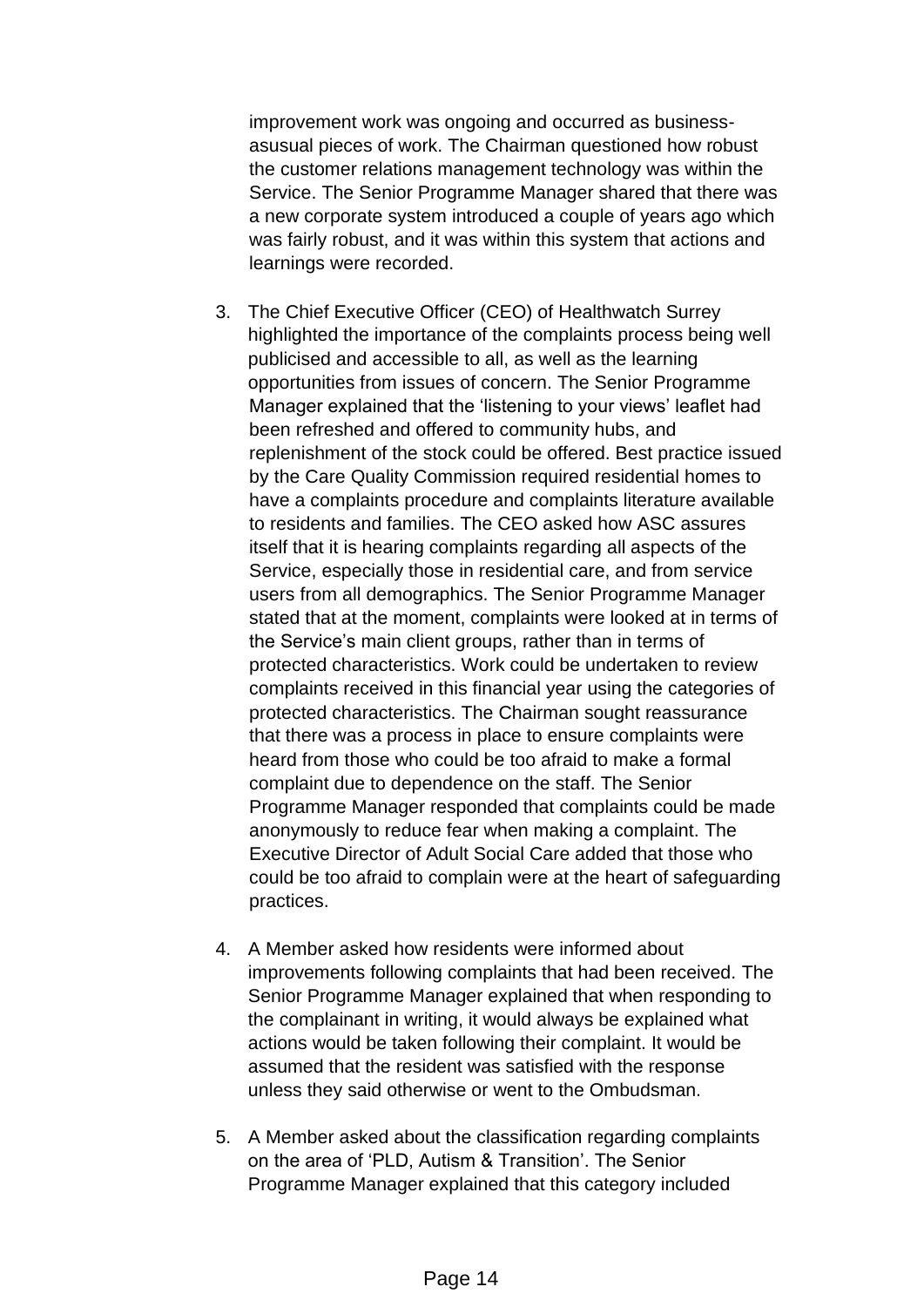improvement work was ongoing and occurred as business-asusual pieces of work. The Chairman questioned how robust the customer relations management technology was within the Service. The Senior Programme Manager shared that there was a new corporate system introduced a couple of years ago which was fairly robust, and it was within this system that actions and learnings were recorded.

3. The Chief Executive Officer (CEO) of Healthwatch Surrey highlighted the importance of the complaints process being well publicised and accessible to all, as well as the learning opportunities from issues of concern. The Senior Programme Manager explained that the 'listening to your views' leaflet had been refreshed and offered to community hubs, and replenishment of the stock could be offered. Best practice issued by the Care Quality Commission required residential homes to have a complaints procedure and complaints literature available to residents and families. The CEO asked how ASC assures itself that it is hearing complaints regarding all aspects of the Service, especially those in residential care, and from service users from all demographics. The Senior Programme Manager stated that at the moment, complaints were looked at in terms of the Service's main client groups, rather than in terms of protected characteristics. Work could be undertaken to review complaints received in this financial year using the categories of protected characteristics. The Chairman sought reassurance that there was a process in place to ensure complaints were heard from those who could be too afraid to make a formal complaint due to dependence on the staff. The Senior Programme Manager responded that complaints could be made anonymously to reduce fear when making a complaint. The Executive Director of Adult Social Care added that those who could be too afraid to complain were at the heart of safeguarding practices.

4. A Member asked how residents were informed about improvements following complaints that had been received. The Senior Programme Manager explained that when responding to the complainant in writing, it would always be explained what actions would be taken following their complaint. It would be assumed that the resident was satisfied with the response unless they said otherwise or went to the Ombudsman.

5. A Member asked about the classification regarding complaints on the area of 'PLD, Autism & Transition'. The Senior Programme Manager explained that this category included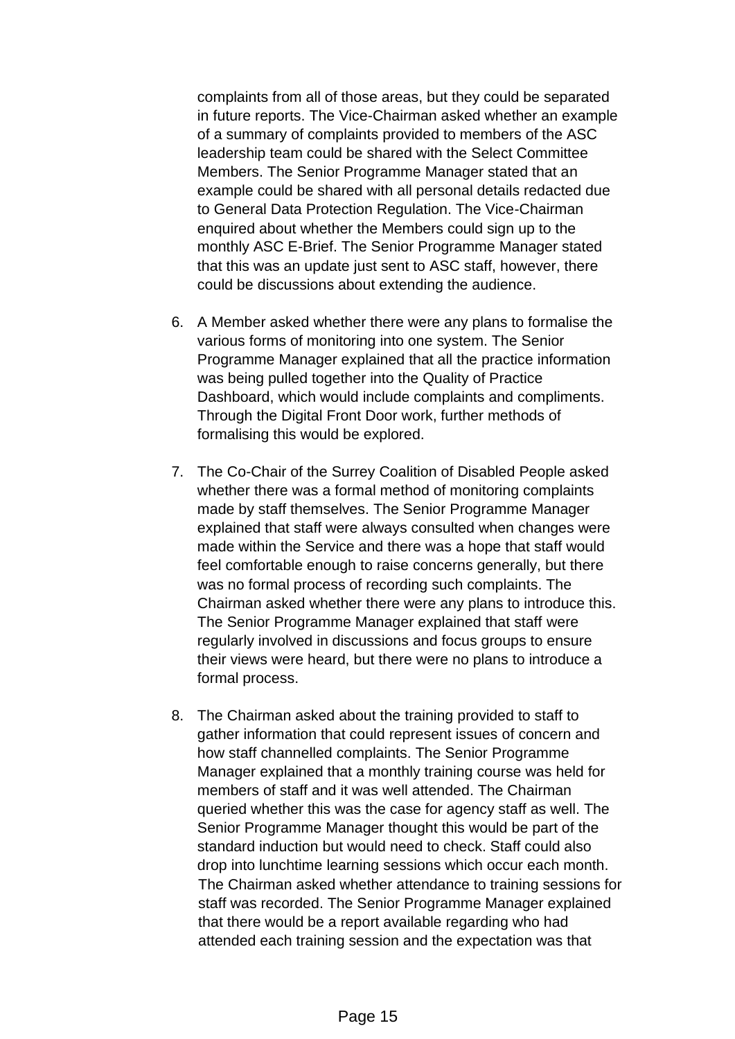complaints from all of those areas, but they could be separated in future reports. The Vice-Chairman asked whether an example of a summary of complaints provided to members of the ASC leadership team could be shared with the Select Committee Members. The Senior Programme Manager stated that an example could be shared with all personal details redacted due to General Data Protection Regulation. The Vice-Chairman enquired about whether the Members could sign up to the monthly ASC E-Brief. The Senior Programme Manager stated that this was an update just sent to ASC staff, however, there could be discussions about extending the audience.

6. A Member asked whether there were any plans to formalise the various forms of monitoring into one system. The Senior Programme Manager explained that all the practice information was being pulled together into the Quality of Practice Dashboard, which would include complaints and compliments. Through the Digital Front Door work, further methods of formalising this would be explored.

7. The Co-Chair of the Surrey Coalition of Disabled People asked whether there was a formal method of monitoring complaints made by staff themselves. The Senior Programme Manager explained that staff were always consulted when changes were made within the Service and there was a hope that staff would feel comfortable enough to raise concerns generally, but there was no formal process of recording such complaints. The Chairman asked whether there were any plans to introduce this. The Senior Programme Manager explained that staff were regularly involved in discussions and focus groups to ensure their views were heard, but there were no plans to introduce a formal process.

8. The Chairman asked about the training provided to staff to gather information that could represent issues of concern and how staff channelled complaints. The Senior Programme Manager explained that a monthly training course was held for members of staff and it was well attended. The Chairman queried whether this was the case for agency staff as well. The Senior Programme Manager thought this would be part of the standard induction but would need to check. Staff could also drop into lunchtime learning sessions which occur each month. The Chairman asked whether attendance to training sessions for staff was recorded. The Senior Programme Manager explained that there would be a report available regarding who had attended each training session and the expectation was that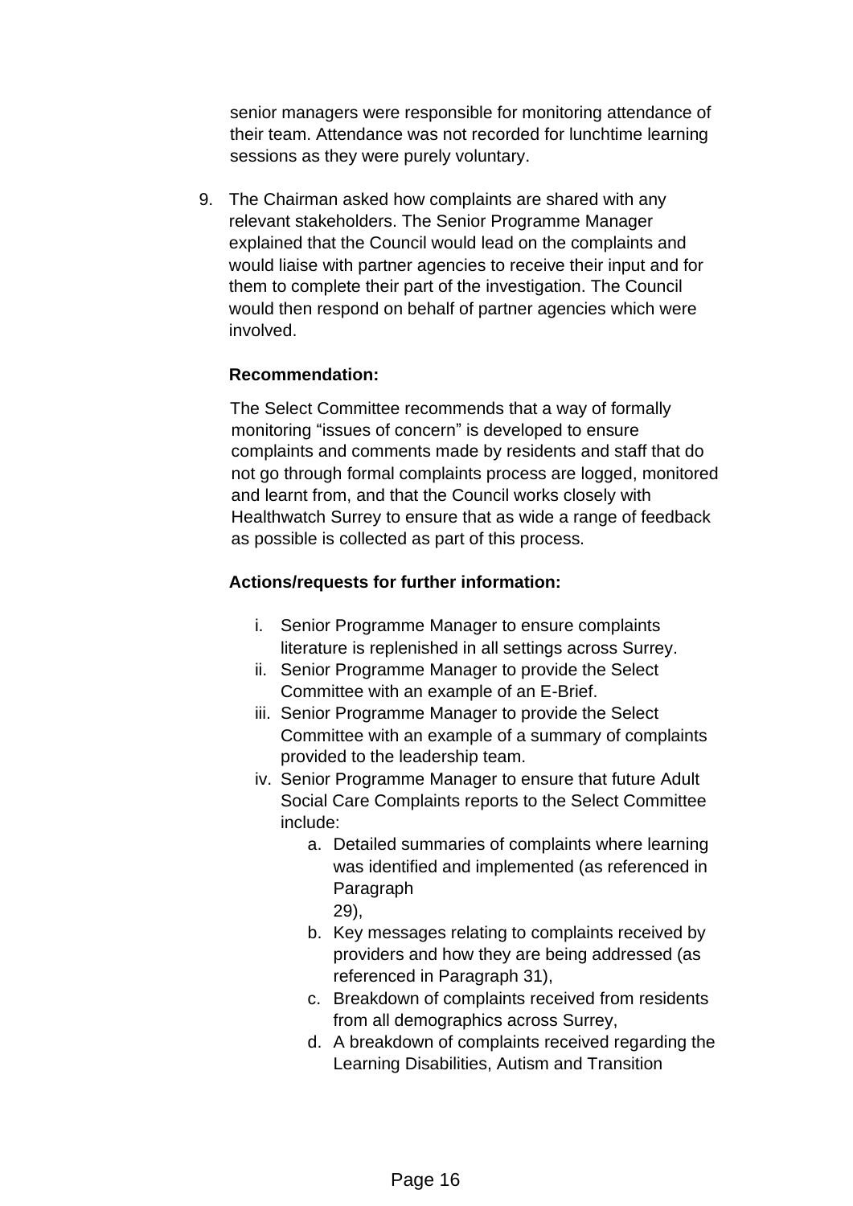senior managers were responsible for monitoring attendance of their team. Attendance was not recorded for lunchtime learning sessions as they were purely voluntary.

9. The Chairman asked how complaints are shared with any relevant stakeholders. The Senior Programme Manager explained that the Council would lead on the complaints and would liaise with partner agencies to receive their input and for them to complete their part of the investigation. The Council would then respond on behalf of partner agencies which were involved.

**Recommendation:**

The Select Committee recommends that a way of formally monitoring "issues of concern" is developed to ensure complaints and comments made by residents and staff that do not go through formal complaints process are logged, monitored and learnt from, and that the Council works closely with Healthwatch Surrey to ensure that as wide a range of feedback as possible is collected as part of this process.

**Actions/requests for further information:**

i. Senior Programme Manager to ensure complaints literature is replenished in all settings across Surrey.
ii. Senior Programme Manager to provide the Select Committee with an example of an E-Brief.
iii. Senior Programme Manager to provide the Select Committee with an example of a summary of complaints provided to the leadership team.
iv. Senior Programme Manager to ensure that future Adult Social Care Complaints reports to the Select Committee include:
    a. Detailed summaries of complaints where learning was identified and implemented (as referenced in Paragraph 29),
    b. Key messages relating to complaints received by providers and how they are being addressed (as referenced in Paragraph 31),
    c. Breakdown of complaints received from residents from all demographics across Surrey,
    d. A breakdown of complaints received regarding the Learning Disabilities, Autism and Transition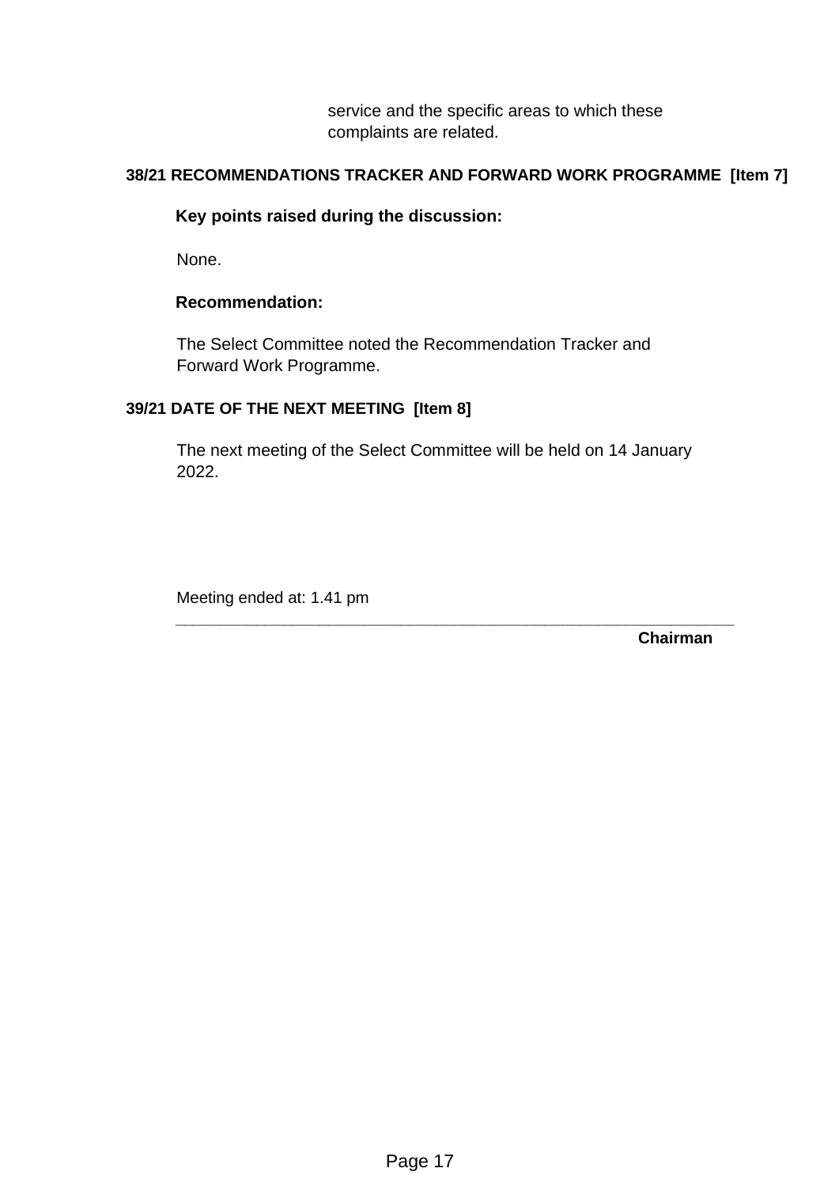service and the specific areas to which these complaints are related.

**38/21 RECOMMENDATIONS TRACKER AND FORWARD WORK PROGRAMME [Item 7]**

**Key points raised during the discussion:**

None.

**Recommendation:**

The Select Committee noted the Recommendation Tracker and Forward Work Programme.

**39/21 DATE OF THE NEXT MEETING [Item 8]**

The next meeting of the Select Committee will be held on 14 January 2022.

Meeting ended at: 1.41 pm

______________________________________________________________

**Chairman**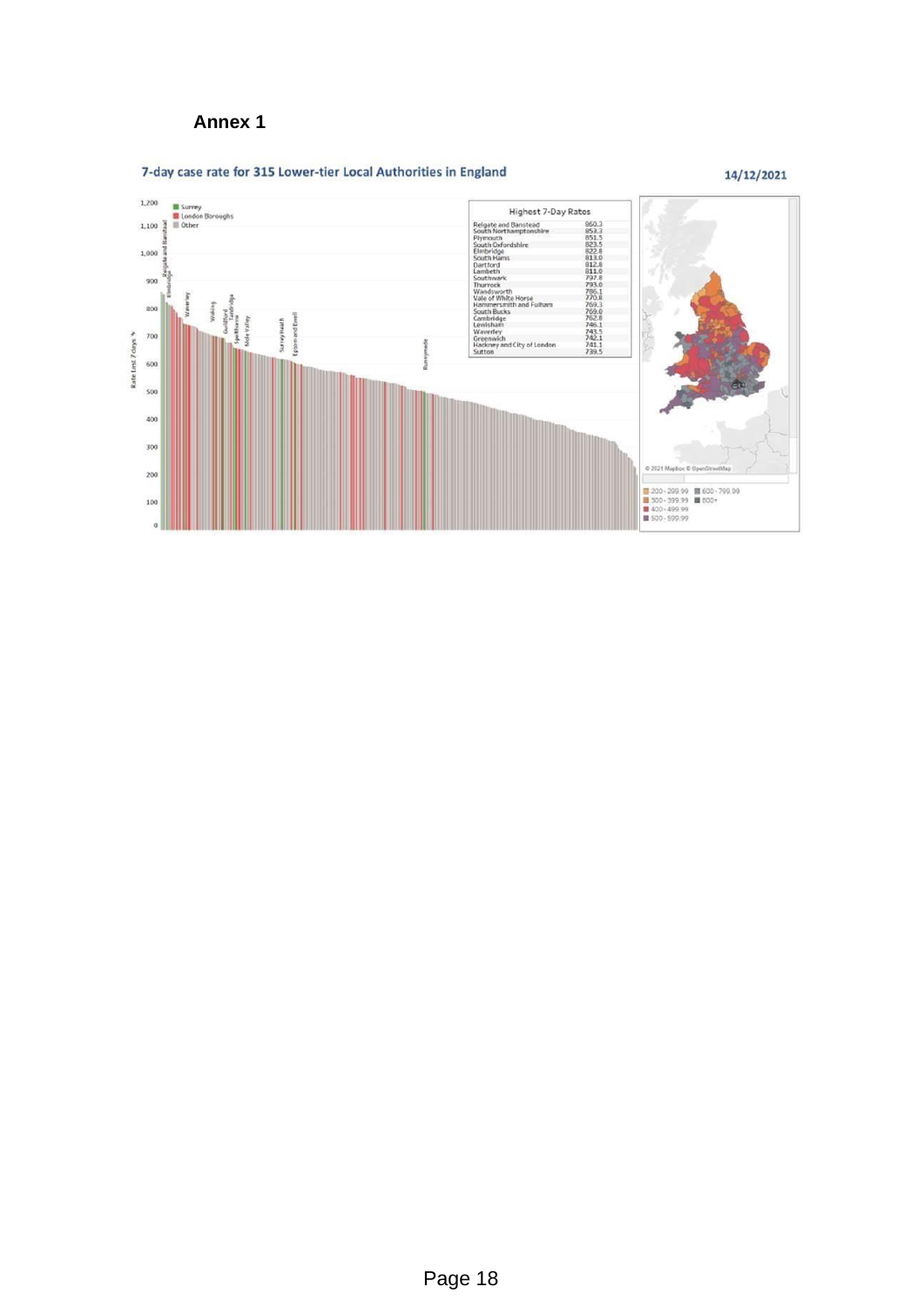**Annex 1**

7-day case rate for 315 Lower-tier Local Authorities in England

14/12/2021

1,200
1,100
1,000
900
800
700
600
500
400
300
200
100
0

Rate Last 7 days

Surrey
London Boroughs
Other

Reigate and Banstead
Elmbridge
Waverley
Woking
Guildford
Tandridge
Spelthorne
Mole Valley
Surrey Heath
Epsom and Ewell
Runnymede

Highest 7-Day Rates

Reigate and Banstead 860.3
South Northamptonshire 853.3
Plymouth 851.5
South Oxfordshire 823.5
Elmbridge 822.8
South Hams 813.0
Dartford 812.8
Lambeth 811.0
Southwark 797.8
Thurrock 793.0
Wandsworth 786.1
Vale of White Horse 770.8
Hammersmith and Fulham 769.3
South Bucks 769.0
Cambridge 762.8
Lewisham 746.1
Waverley 743.5
Greenwich 742.1
Hackney and City of London 741.1
Sutton 739.5

© 2021 Mapbox © OpenStreetMap

200 - 299.99
300 - 399.99
400 - 499.99
500 - 599.99
600 - 799.99
800+